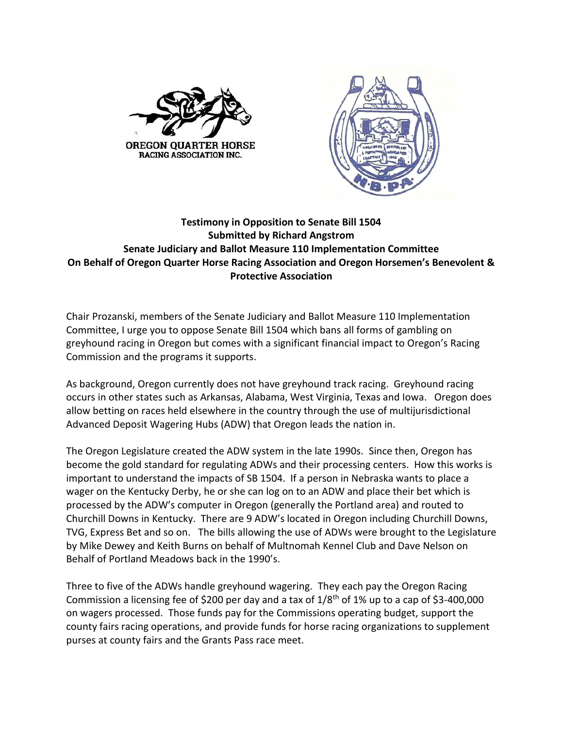OREGON QUARTER HORSE RACING ASSOCIATION INC.

**Testimony in Opposition to Senate Bill 1504**
**Submitted by Richard Angstrom**
**Senate Judiciary and Ballot Measure 110 Implementation Committee**
**On Behalf of Oregon Quarter Horse Racing Association and Oregon Horsemen's Benevolent & Protective Association**

Chair Prozanski, members of the Senate Judiciary and Ballot Measure 110 Implementation Committee, I urge you to oppose Senate Bill 1504 which bans all forms of gambling on greyhound racing in Oregon but comes with a significant financial impact to Oregon's Racing Commission and the programs it supports.

As background, Oregon currently does not have greyhound track racing. Greyhound racing occurs in other states such as Arkansas, Alabama, West Virginia, Texas and Iowa. Oregon does allow betting on races held elsewhere in the country through the use of multijurisdictional Advanced Deposit Wagering Hubs (ADW) that Oregon leads the nation in.

The Oregon Legislature created the ADW system in the late 1990s. Since then, Oregon has become the gold standard for regulating ADWs and their processing centers. How this works is important to understand the impacts of SB 1504. If a person in Nebraska wants to place a wager on the Kentucky Derby, he or she can log on to an ADW and place their bet which is processed by the ADW's computer in Oregon (generally the Portland area) and routed to Churchill Downs in Kentucky. There are 9 ADW's located in Oregon including Churchill Downs, TVG, Express Bet and so on. The bills allowing the use of ADWs were brought to the Legislature by Mike Dewey and Keith Burns on behalf of Multnomah Kennel Club and Dave Nelson on Behalf of Portland Meadows back in the 1990's.

Three to five of the ADWs handle greyhound wagering. They each pay the Oregon Racing Commission a licensing fee of $200 per day and a tax of 1/8th of 1% up to a cap of $3-400,000 on wagers processed. Those funds pay for the Commissions operating budget, support the county fairs racing operations, and provide funds for horse racing organizations to supplement purses at county fairs and the Grants Pass race meet.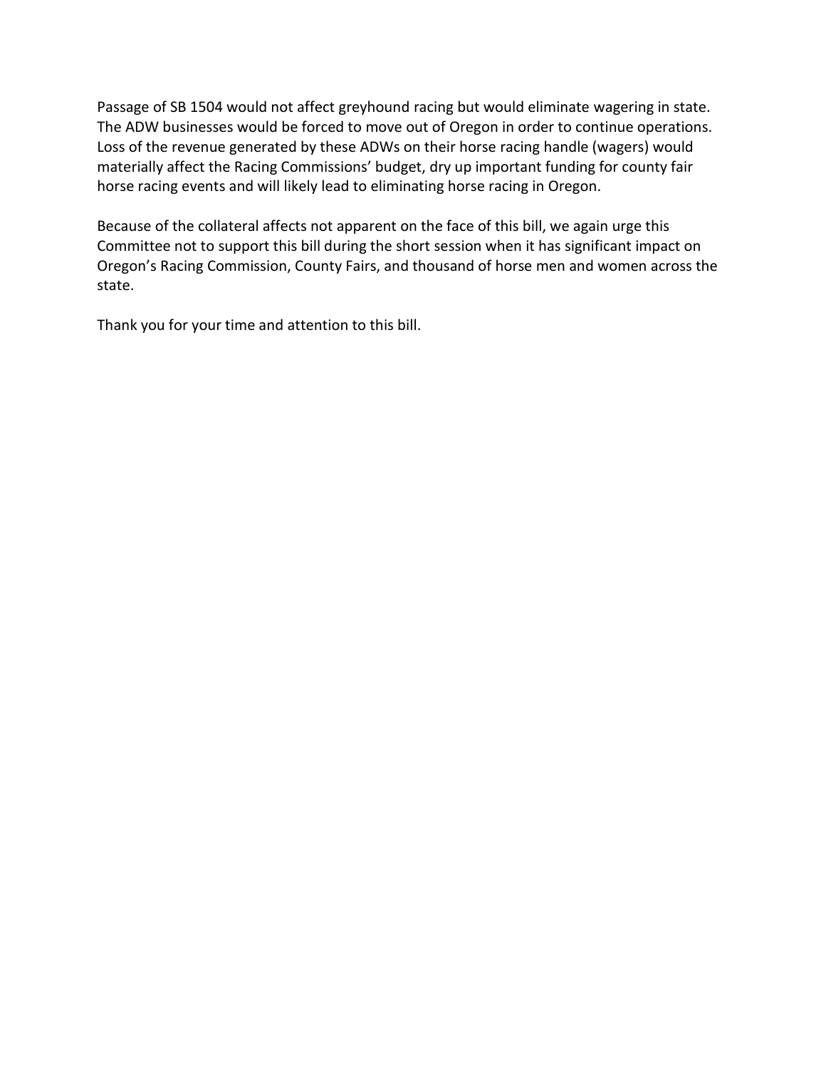Passage of SB 1504 would not affect greyhound racing but would eliminate wagering in state. The ADW businesses would be forced to move out of Oregon in order to continue operations. Loss of the revenue generated by these ADWs on their horse racing handle (wagers) would materially affect the Racing Commissions' budget, dry up important funding for county fair horse racing events and will likely lead to eliminating horse racing in Oregon.

Because of the collateral affects not apparent on the face of this bill, we again urge this Committee not to support this bill during the short session when it has significant impact on Oregon's Racing Commission, County Fairs, and thousand of horse men and women across the state.

Thank you for your time and attention to this bill.